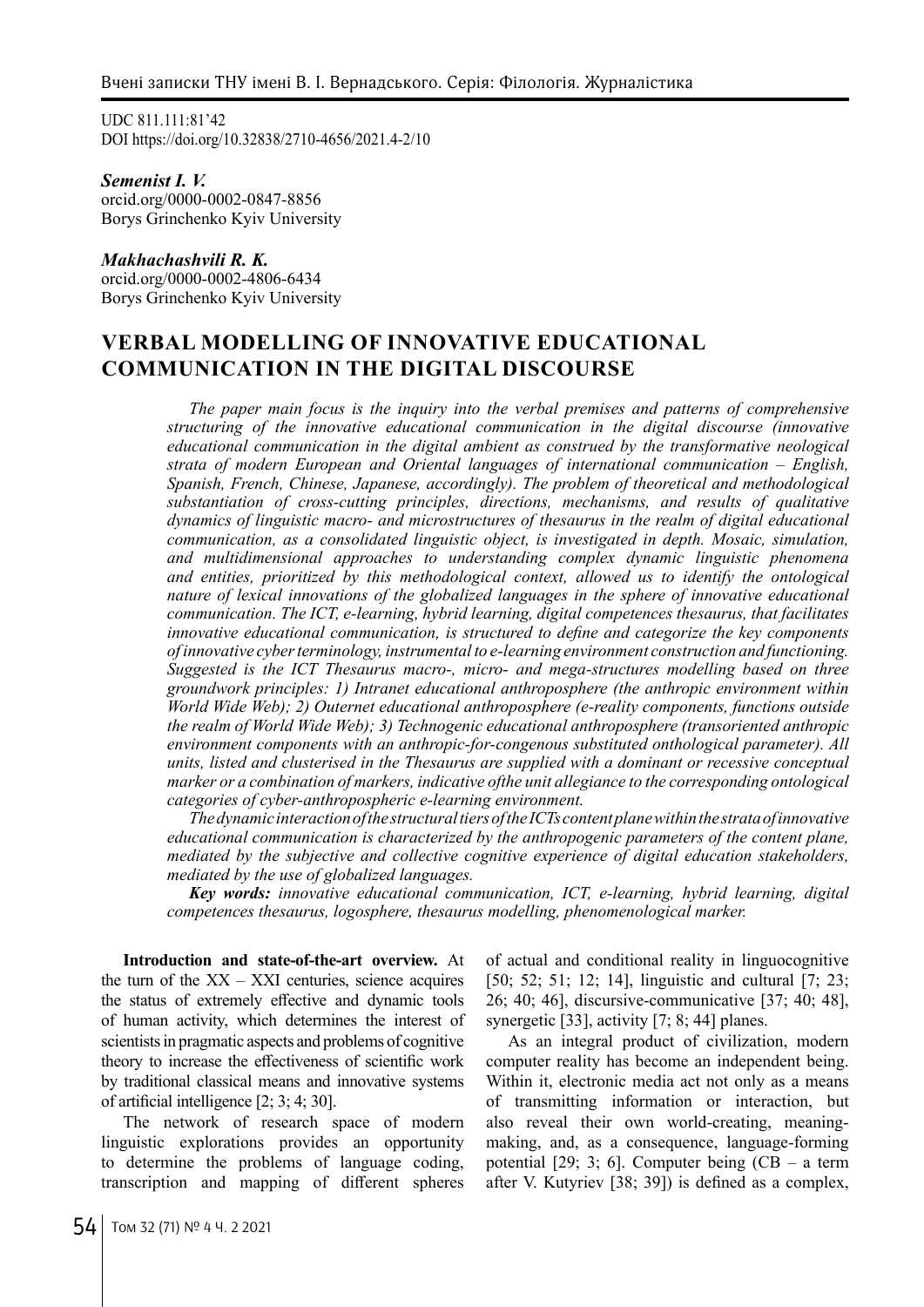UDC 811.111:81'42
DOI https://doi.org/10.32838/2710-4656/2021.4-2/10

***Semenist I. V.***
orcid.org/0000-0002-0847-8856
Borys Grinchenko Kyiv University

***Makhachashvili R. K.***
orcid.org/0000-0002-4806-6434
Borys Grinchenko Kyiv University

# VERBAL MODELLING OF INNOVATIVE EDUCATIONAL COMMUNICATION IN THE DIGITAL DISCOURSE

*The paper main focus is the inquiry into the verbal premises and patterns of comprehensive structuring of the innovative educational communication in the digital discourse (innovative educational communication in the digital ambient as construed by the transformative neological strata of modern European and Oriental languages of international communication – English, Spanish, French, Chinese, Japanese, accordingly). The problem of theoretical and methodological substantiation of cross-cutting principles, directions, mechanisms, and results of qualitative dynamics of linguistic macro- and microstructures of thesaurus in the realm of digital educational communication, as a consolidated linguistic object, is investigated in depth. Mosaic, simulation, and multidimensional approaches to understanding complex dynamic linguistic phenomena and entities, prioritized by this methodological context, allowed us to identify the ontological nature of lexical innovations of the globalized languages in the sphere of innovative educational communication. The ICT, e-learning, hybrid learning, digital competences thesaurus, that facilitates innovative educational communication, is structured to define and categorize the key components of innovative cyber terminology, instrumental to e-learning environment construction and functioning. Suggested is the ICT Thesaurus macro-, micro- and mega-structures modelling based on three groundwork principles: 1) Intranet educational anthroposphere (the anthropic environment within World Wide Web); 2) Outernet educational anthroposphere (e-reality components, functions outside the realm of World Wide Web); 3) Technogenic educational anthroposphere (transoriented anthropic environment components with an anthropic-for-congenous substituted onthological parameter). All units, listed and clusterised in the Thesaurus are supplied with a dominant or recessive conceptual marker or a combination of markers, indicative ofthe unit allegiance to the corresponding ontological categories of cyber-anthropospheric e-learning environment.*

*The dynamic interaction of the structural tiers of the ICTs content plane within the strata of innovative educational communication is characterized by the anthropogenic parameters of the content plane, mediated by the subjective and collective cognitive experience of digital education stakeholders, mediated by the use of globalized languages.*

***Key words:*** *innovative educational communication, ICT, e-learning, hybrid learning, digital competences thesaurus, logosphere, thesaurus modelling, phenomenological marker.*

**Introduction and state-of-the-art overview.** At the turn of the XX – XXI centuries, science acquires the status of extremely effective and dynamic tools of human activity, which determines the interest of scientists in pragmatic aspects and problems of cognitive theory to increase the effectiveness of scientific work by traditional classical means and innovative systems of artificial intelligence [2; 3; 4; 30].

The network of research space of modern linguistic explorations provides an opportunity to determine the problems of language coding, transcription and mapping of different spheres of actual and conditional reality in linguocognitive [50; 52; 51; 12; 14], linguistic and cultural [7; 23; 26; 40; 46], discursive-communicative [37; 40; 48], synergetic [33], activity [7; 8; 44] planes.

As an integral product of civilization, modern computer reality has become an independent being. Within it, electronic media act not only as a means of transmitting information or interaction, but also reveal their own world-creating, meaning-making, and, as a consequence, language-forming potential [29; 3; 6]. Computer being (CB – a term after V. Kutyriev [38; 39]) is defined as a complex,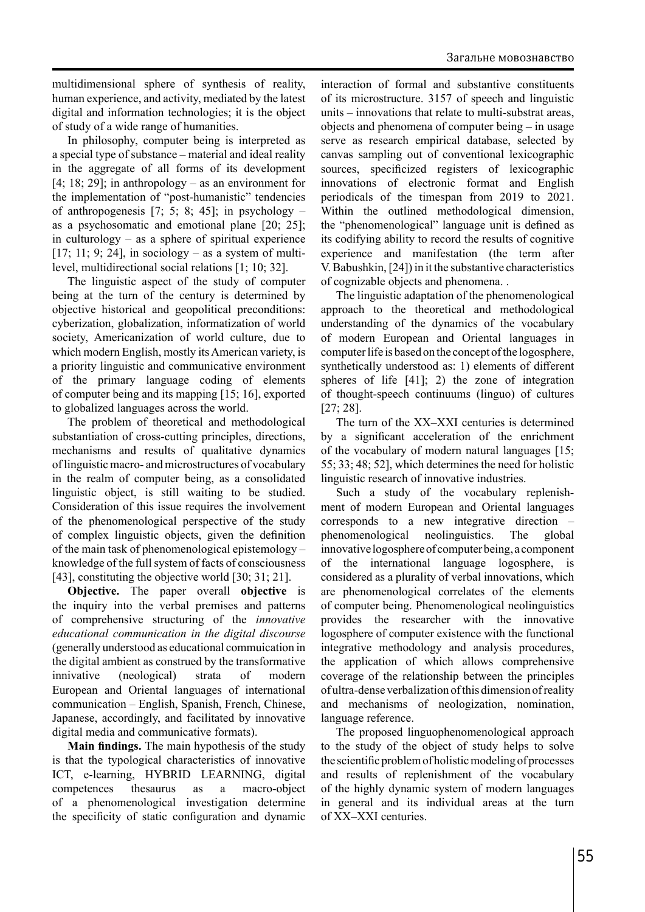multidimensional sphere of synthesis of reality, human experience, and activity, mediated by the latest digital and information technologies; it is the object of study of a wide range of humanities.

In philosophy, computer being is interpreted as a special type of substance – material and ideal reality in the aggregate of all forms of its development [4; 18; 29]; in anthropology – as an environment for the implementation of "post-humanistic" tendencies of anthropogenesis [7; 5; 8; 45]; in psychology – as a psychosomatic and emotional plane [20; 25]; in culturology – as a sphere of spiritual experience [17; 11; 9; 24], in sociology – as a system of multi-level, multidirectional social relations [1; 10; 32].

The linguistic aspect of the study of computer being at the turn of the century is determined by objective historical and geopolitical preconditions: cyberization, globalization, informatization of world society, Americanization of world culture, due to which modern English, mostly its American variety, is a priority linguistic and communicative environment of the primary language coding of elements of computer being and its mapping [15; 16], exported to globalized languages across the world.

The problem of theoretical and methodological substantiation of cross-cutting principles, directions, mechanisms and results of qualitative dynamics of linguistic macro- and microstructures of vocabulary in the realm of computer being, as a consolidated linguistic object, is still waiting to be studied. Consideration of this issue requires the involvement of the phenomenological perspective of the study of complex linguistic objects, given the definition of the main task of phenomenological epistemology – knowledge of the full system of facts of consciousness [43], constituting the objective world [30; 31; 21].

**Objective.** The paper overall **objective** is the inquiry into the verbal premises and patterns of comprehensive structuring of the *innovative educational communication in the digital discourse* (generally understood as educational commuication in the digital ambient as construed by the transformative innivative (neological) strata of modern European and Oriental languages of international communication – English, Spanish, French, Chinese, Japanese, accordingly, and facilitated by innovative digital media and communicative formats).

**Main findings.** The main hypothesis of the study is that the typological characteristics of innovative ICT, e-learning, HYBRID LEARNING, digital competences thesaurus as a macro-object of a phenomenological investigation determine the specificity of static configuration and dynamic interaction of formal and substantive constituents of its microstructure. 3157 of speech and linguistic units – innovations that relate to multi-substrat areas, objects and phenomena of computer being – in usage serve as research empirical database, selected by canvas sampling out of conventional lexicographic sources, specificized registers of lexicographic innovations of electronic format and English periodicals of the timespan from 2019 to 2021. Within the outlined methodological dimension, the "phenomenological" language unit is defined as its codifying ability to record the results of cognitive experience and manifestation (the term after V. Babushkin, [24]) in it the substantive characteristics of cognizable objects and phenomena. .

The linguistic adaptation of the phenomenological approach to the theoretical and methodological understanding of the dynamics of the vocabulary of modern European and Oriental languages in computer life is based on the concept of the logosphere, synthetically understood as: 1) elements of different spheres of life [41]; 2) the zone of integration of thought-speech continuums (linguo) of cultures [27; 28].

The turn of the XX–XXI centuries is determined by a significant acceleration of the enrichment of the vocabulary of modern natural languages [15; 55; 33; 48; 52], which determines the need for holistic linguistic research of innovative industries.

Such a study of the vocabulary replenishment of modern European and Oriental languages corresponds to a new integrative direction – phenomenological neolinguistics. The global innovative logosphere of computer being, a component of the international language logosphere, is considered as a plurality of verbal innovations, which are phenomenological correlates of the elements of computer being. Phenomenological neolinguistics provides the researcher with the innovative logosphere of computer existence with the functional integrative methodology and analysis procedures, the application of which allows comprehensive coverage of the relationship between the principles of ultra-dense verbalization of this dimension of reality and mechanisms of neologization, nomination, language reference.

The proposed linguophenomenological approach to the study of the object of study helps to solve the scientific problem of holistic modeling of processes and results of replenishment of the vocabulary of the highly dynamic system of modern languages in general and its individual areas at the turn of XX–XXI centuries.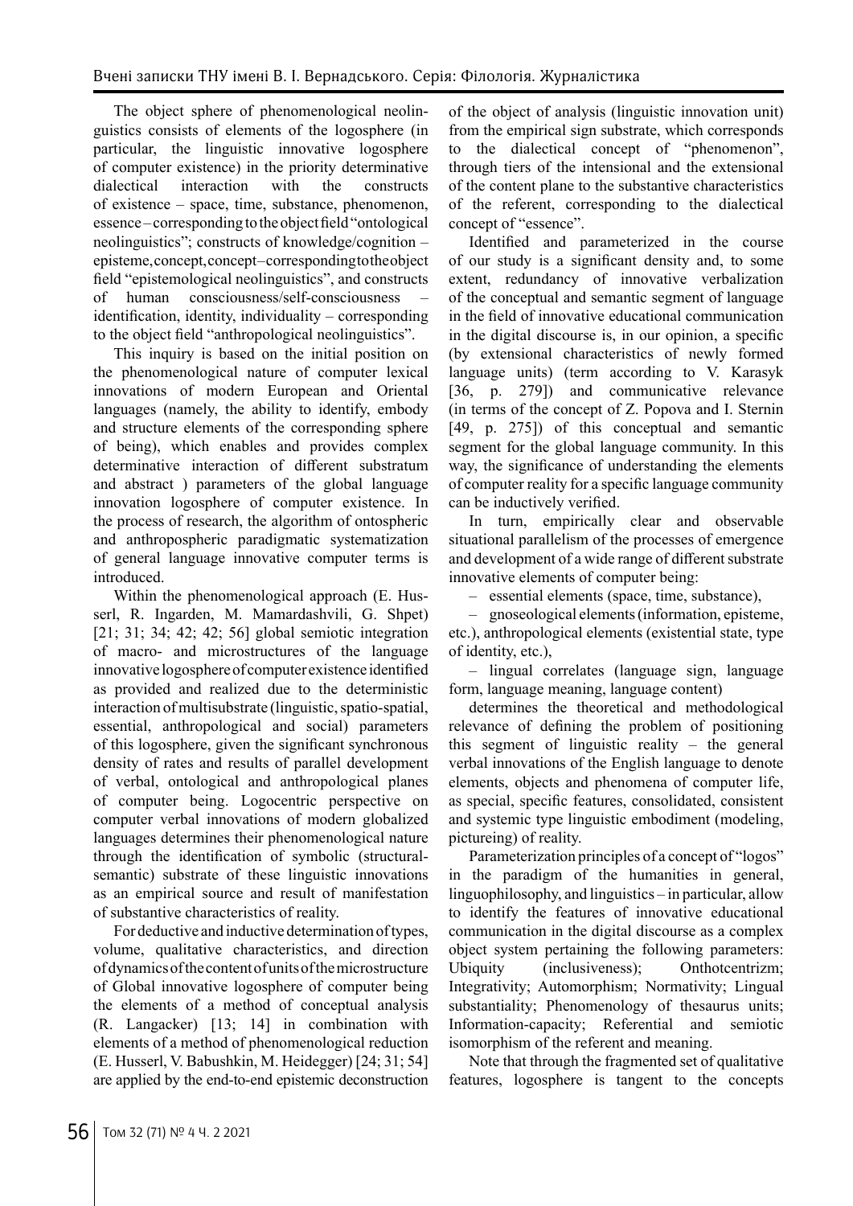The object sphere of phenomenological neolinguistics consists of elements of the logosphere (in particular, the linguistic innovative logosphere of computer existence) in the priority determinative dialectical interaction with the constructs of existence – space, time, substance, phenomenon, essence – corresponding to the object field "ontological neolinguistics"; constructs of knowledge/cognition – episteme, concept, concept – corresponding to the object field "epistemological neolinguistics", and constructs of human consciousness/self-consciousness – identification, identity, individuality – corresponding to the object field "anthropological neolinguistics".

This inquiry is based on the initial position on the phenomenological nature of computer lexical innovations of modern European and Oriental languages (namely, the ability to identify, embody and structure elements of the corresponding sphere of being), which enables and provides complex determinative interaction of different substratum and abstract ) parameters of the global language innovation logosphere of computer existence. In the process of research, the algorithm of ontospheric and anthropospheric paradigmatic systematization of general language innovative computer terms is introduced.

Within the phenomenological approach (E. Husserl, R. Ingarden, M. Mamardashvili, G. Shpet) [21; 31; 34; 42; 42; 56] global semiotic integration of macro- and microstructures of the language innovative logosphere of computer existence identified as provided and realized due to the deterministic interaction of multisubstrate (linguistic, spatio-spatial, essential, anthropological and social) parameters of this logosphere, given the significant synchronous density of rates and results of parallel development of verbal, ontological and anthropological planes of computer being. Logocentric perspective on computer verbal innovations of modern globalized languages determines their phenomenological nature through the identification of symbolic (structural-semantic) substrate of these linguistic innovations as an empirical source and result of manifestation of substantive characteristics of reality.

For deductive and inductive determination of types, volume, qualitative characteristics, and direction of dynamics of the content of units of the microstructure of Global innovative logosphere of computer being the elements of a method of conceptual analysis (R. Langacker) [13; 14] in combination with elements of a method of phenomenological reduction (E. Husserl, V. Babushkin, M. Heidegger) [24; 31; 54] are applied by the end-to-end epistemic deconstruction of the object of analysis (linguistic innovation unit) from the empirical sign substrate, which corresponds to the dialectical concept of "phenomenon", through tiers of the intensional and the extensional of the content plane to the substantive characteristics of the referent, corresponding to the dialectical concept of "essence".

Identified and parameterized in the course of our study is a significant density and, to some extent, redundancy of innovative verbalization of the conceptual and semantic segment of language in the field of innovative educational communication in the digital discourse is, in our opinion, a specific (by extensional characteristics of newly formed language units) (term according to V. Karasyk [36, p. 279]) and communicative relevance (in terms of the concept of Z. Popova and I. Sternin [49, p. 275]) of this conceptual and semantic segment for the global language community. In this way, the significance of understanding the elements of computer reality for a specific language community can be inductively verified.

In turn, empirically clear and observable situational parallelism of the processes of emergence and development of a wide range of different substrate innovative elements of computer being:

– essential elements (space, time, substance),

– gnoseological elements (information, episteme, etc.), anthropological elements (existential state, type of identity, etc.),

– lingual correlates (language sign, language form, language meaning, language content)

determines the theoretical and methodological relevance of defining the problem of positioning this segment of linguistic reality – the general verbal innovations of the English language to denote elements, objects and phenomena of computer life, as special, specific features, consolidated, consistent and systemic type linguistic embodiment (modeling, pictureing) of reality.

Parameterization principles of a concept of "logos" in the paradigm of the humanities in general, linguophilosophy, and linguistics – in particular, allow to identify the features of innovative educational communication in the digital discourse as a complex object system pertaining the following parameters: Ubiquity (inclusiveness); Onthotcentrizm; Integrativity; Automorphism; Normativity; Lingual substantiality; Phenomenology of thesaurus units; Information-capacity; Referential and semiotic isomorphism of the referent and meaning.

Note that through the fragmented set of qualitative features, logosphere is tangent to the concepts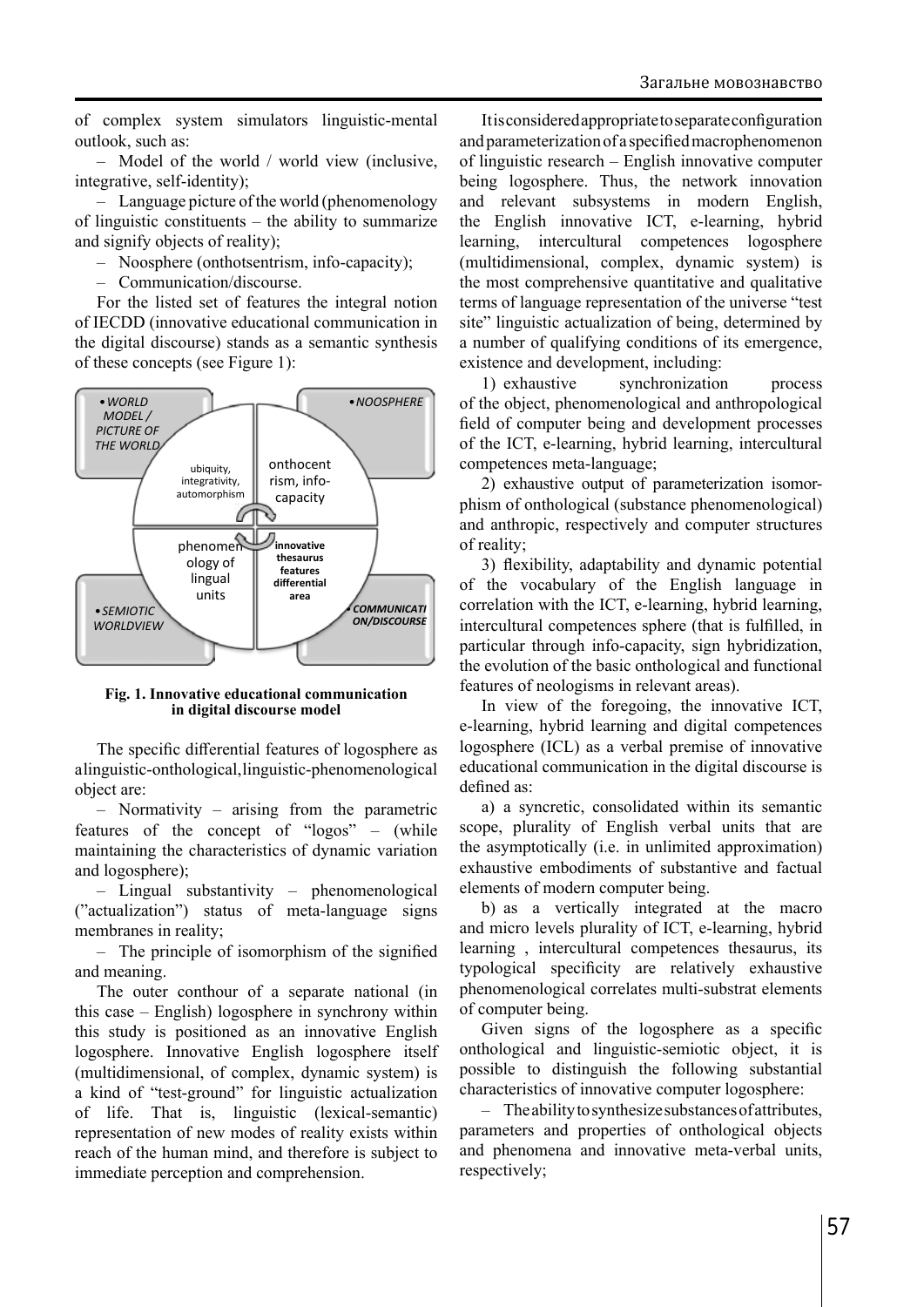of complex system simulators linguistic-mental outlook, such as:

– Model of the world / world view (inclusive, integrative, self-identity);

– Language picture of the world (phenomenology of linguistic constituents – the ability to summarize and signify objects of reality);

– Noosphere (onthotsentrism, info-capacity);

– Communication/discourse.

For the listed set of features the integral notion of IECDD (innovative educational communication in the digital discourse) stands as a semantic synthesis of these concepts (see Figure 1):

- *WORLD MODEL / PICTURE OF THE WORLD* — ubiquity, integrativity, automorphism
- *NOOSPHERE* — onthocentrism, info-capacity
- *SEMIOTIC WORLDVIEW* — phenomenology of lingual units
- ***COMMUNICATION/DISCOURSE*** — **innovative thesaurus features differential area**

**Fig. 1. Innovative educational communication in digital discourse model**

The specific differential features of logosphere as a linguistic-onthological, linguistic-phenomenological object are:

– Normativity – arising from the parametric features of the concept of "logos" – (while maintaining the characteristics of dynamic variation and logosphere);

– Lingual substantivity – phenomenological ("actualization") status of meta-language signs membranes in reality;

– The principle of isomorphism of the signified and meaning.

The outer conthour of a separate national (in this case – English) logosphere in synchrony within this study is positioned as an innovative English logosphere. Innovative English logosphere itself (multidimensional, of complex, dynamic system) is a kind of "test-ground" for linguistic actualization of life. That is, linguistic (lexical-semantic) representation of new modes of reality exists within reach of the human mind, and therefore is subject to immediate perception and comprehension.

It is considered appropriate to separate configuration and parameterization of a specified macrophenomenon of linguistic research – English innovative computer being logosphere. Thus, the network innovation and relevant subsystems in modern English, the English innovative ICT, e-learning, hybrid learning, intercultural competences logosphere (multidimensional, complex, dynamic system) is the most comprehensive quantitative and qualitative terms of language representation of the universe "test site" linguistic actualization of being, determined by a number of qualifying conditions of its emergence, existence and development, including:

1) exhaustive synchronization process of the object, phenomenological and anthropological field of computer being and development processes of the ICT, e-learning, hybrid learning, intercultural competences meta-language;

2) exhaustive output of parameterization isomorphism of onthological (substance phenomenological) and anthropic, respectively and computer structures of reality;

3) flexibility, adaptability and dynamic potential of the vocabulary of the English language in correlation with the ICT, e-learning, hybrid learning, intercultural competences sphere (that is fulfilled, in particular through info-capacity, sign hybridization, the evolution of the basic onthological and functional features of neologisms in relevant areas).

In view of the foregoing, the innovative ICT, e-learning, hybrid learning and digital competences logosphere (ICL) as a verbal premise of innovative educational communication in the digital discourse is defined as:

a) a syncretic, consolidated within its semantic scope, plurality of English verbal units that are the asymptotically (i.e. in unlimited approximation) exhaustive embodiments of substantive and factual elements of modern computer being.

b) as a vertically integrated at the macro and micro levels plurality of ICT, e-learning, hybrid learning , intercultural competences thesaurus, its typological specificity are relatively exhaustive phenomenological correlates multi-substrat elements of computer being.

Given signs of the logosphere as a specific onthological and linguistic-semiotic object, it is possible to distinguish the following substantial characteristics of innovative computer logosphere:

– The ability to synthesize substances of attributes, parameters and properties of onthological objects and phenomena and innovative meta-verbal units, respectively;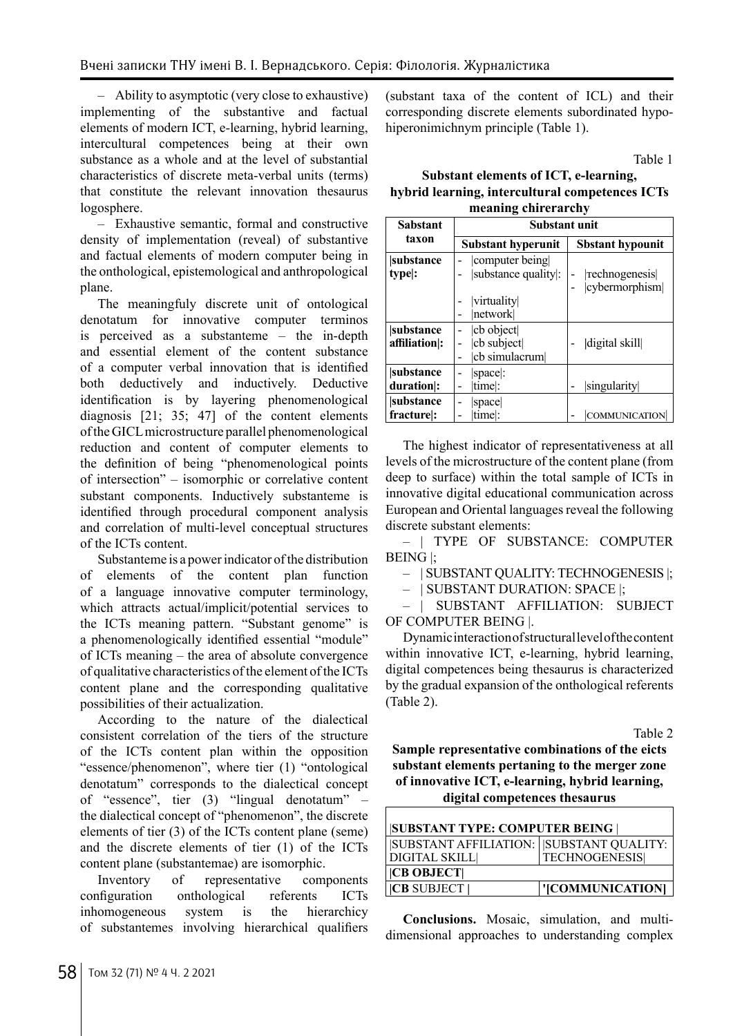– Ability to asymptotic (very close to exhaustive) implementing of the substantive and factual elements of modern ICT, e-learning, hybrid learning, intercultural competences being at their own substance as a whole and at the level of substantial characteristics of discrete meta-verbal units (terms) that constitute the relevant innovation thesaurus logosphere.

– Exhaustive semantic, formal and constructive density of implementation (reveal) of substantive and factual elements of modern computer being in the onthological, epistemological and anthropological plane.

The meaningfuly discrete unit of ontological denotatum for innovative computer terminos is perceived as a substanteme – the in-depth and essential element of the content substance of a computer verbal innovation that is identified both deductively and inductively. Deductive identification is by layering phenomenological diagnosis [21; 35; 47] of the content elements of the GICL microstructure parallel phenomenological reduction and content of computer elements to the definition of being "phenomenological points of intersection" – isomorphic or correlative content substant components. Inductively substanteme is identified through procedural component analysis and correlation of multi-level conceptual structures of the ICTs content.

Substanteme is a power indicator of the distribution of elements of the content plan function of a language innovative computer terminology, which attracts actual/implicit/potential services to the ICTs meaning pattern. "Substant genome" is a phenomenologically identified essential "module" of ICTs meaning – the area of absolute convergence of qualitative characteristics of the element of the ICTs content plane and the corresponding qualitative possibilities of their actualization.

According to the nature of the dialectical consistent correlation of the tiers of the structure of the ICTs content plan within the opposition "essence/phenomenon", where tier (1) "ontological denotatum" corresponds to the dialectical concept of "essence", tier (3) "lingual denotatum" – the dialectical concept of "phenomenon", the discrete elements of tier (3) of the ICTs content plane (seme) and the discrete elements of tier (1) of the ICTs content plane (substantemae) are isomorphic.

Inventory of representative components configuration onthological referents ICTs inhomogeneous system is the hierarchicy of substantemes involving hierarchical qualifiers (substant taxa of the content of ICL) and their corresponding discrete elements subordinated hypo-hiperonimichnym principle (Table 1).

Table 1

**Substant elements of ICT, e-learning, hybrid learning, intercultural competences ICTs meaning chirerarchy**

| Sabstant taxon | Substant unit | |
|---|---|---|
| | Substant hyperunit | Sbstant hypounit |
| \|substance type\|: | - \|computer being\|<br>- \|substance quality\|:<br>- \|virtuality\|<br>- \|network\| | - \|rechnogenesis\|<br>- \|cybermorphism\| |
| \|substance affiliation\|: | - \|cb object\|<br>- \|cb subject\|<br>- \|cb simulacrum\| | - \|digital skill\| |
| \|substance duration\|: | - \|space\|:<br>- \|time\|: | - \|singularity\| |
| \|substance fracture\|: | - \|space\|<br>- \|time\|: | - \|COMMUNICATION\| |

The highest indicator of representativeness at all levels of the microstructure of the content plane (from deep to surface) within the total sample of ICTs in innovative digital educational communication across European and Oriental languages reveal the following discrete substant elements:

– | TYPE OF SUBSTANCE: COMPUTER BEING |;

– | SUBSTANT QUALITY: TECHNOGENESIS |;

– | SUBSTANT DURATION: SPACE |;

– | SUBSTANT AFFILIATION: SUBJECT OF COMPUTER BEING |.

Dynamic interaction of structural level of the content within innovative ICT, e-learning, hybrid learning, digital competences being thesaurus is characterized by the gradual expansion of the onthological referents (Table 2).

Table 2

**Sample representative combinations of the eicts substant elements pertaning to the merger zone of innovative ICT, e-learning, hybrid learning, digital competences thesaurus**

| \|SUBSTANT TYPE: COMPUTER BEING \| | |
|---|---|
| \|SUBSTANT AFFILIATION: DIGITAL SKILL\| | \|SUBSTANT QUALITY: TECHNOGENESIS\| |
| **\|CB OBJECT\|** | |
| **\|CB** SUBJECT \| | **'[COMMUNICATION]** |

**Conclusions.** Mosaic, simulation, and multi-dimensional approaches to understanding complex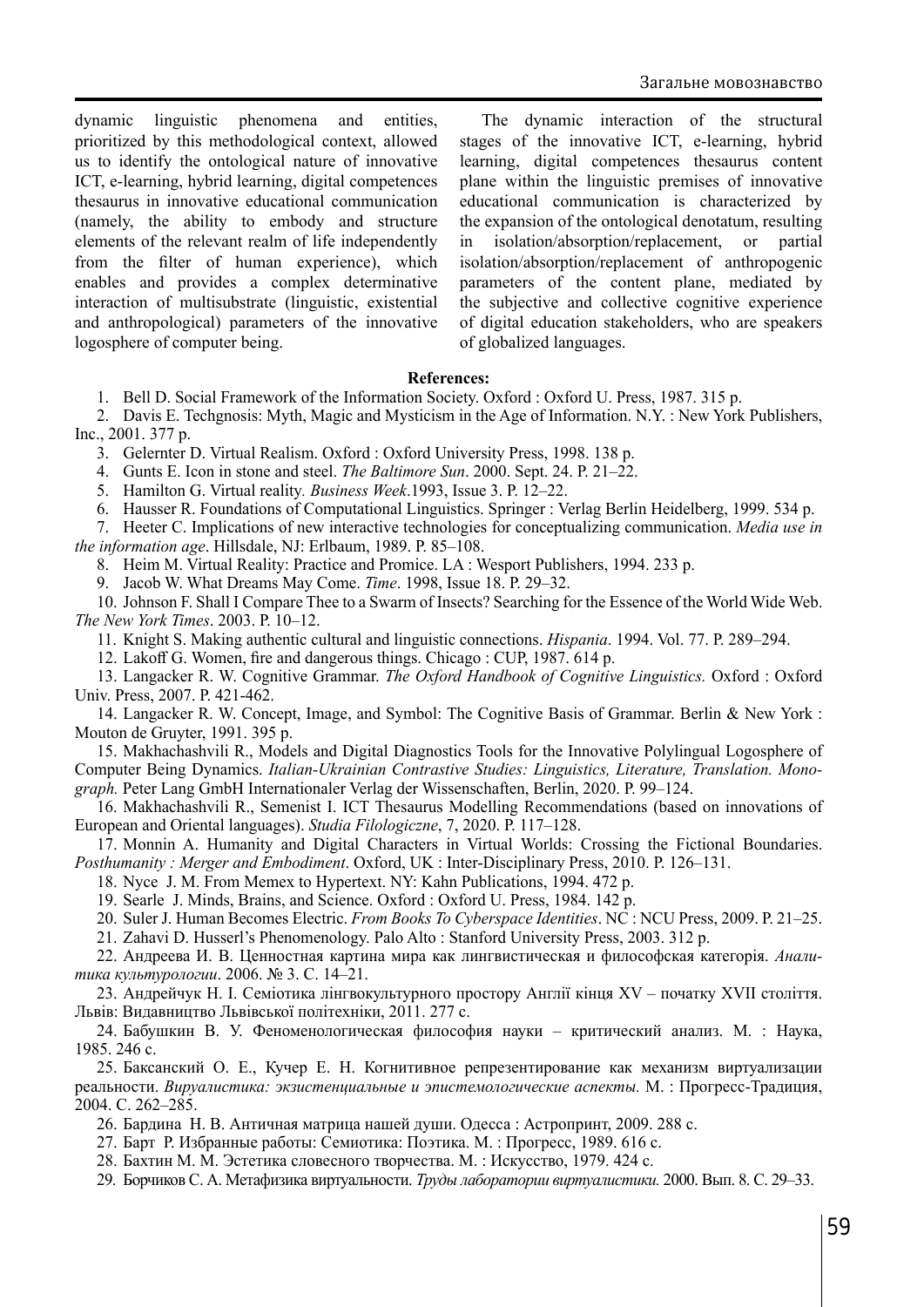dynamic linguistic phenomena and entities, prioritized by this methodological context, allowed us to identify the ontological nature of innovative ICT, e-learning, hybrid learning, digital competences thesaurus in innovative educational communication (namely, the ability to embody and structure elements of the relevant realm of life independently from the filter of human experience), which enables and provides a complex determinative interaction of multisubstrate (linguistic, existential and anthropological) parameters of the innovative logosphere of computer being.

The dynamic interaction of the structural stages of the innovative ICT, e-learning, hybrid learning, digital competences thesaurus content plane within the linguistic premises of innovative educational communication is characterized by the expansion of the ontological denotatum, resulting in isolation/absorption/replacement, or partial isolation/absorption/replacement of anthropogenic parameters of the content plane, mediated by the subjective and collective cognitive experience of digital education stakeholders, who are speakers of globalized languages.

**References:**

1. Bell D. Social Framework of the Information Society. Oxford : Oxford U. Press, 1987. 315 p.
2. Davis E. Techgnosis: Myth, Magic and Mysticism in the Age of Information. N.Y. : New York Publishers, Inc., 2001. 377 p.
3. Gelernter D. Virtual Realism. Oxford : Oxford University Press, 1998. 138 p.
4. Gunts E. Icon in stone and steel. *The Baltimore Sun*. 2000. Sept. 24. P. 21–22.
5. Hamilton G. Virtual reality. *Business Week*.1993, Issue 3. P. 12–22.
6. Hausser R. Foundations of Computational Linguistics. Springer : Verlag Berlin Heidelberg, 1999. 534 p.
7. Heeter C. Implications of new interactive technologies for conceptualizing communication. *Media use in the information age*. Hillsdale, NJ: Erlbaum, 1989. P. 85–108.
8. Heim M. Virtual Reality: Practice and Promice. LA : Wesport Publishers, 1994. 233 p.
9. Jacob W. What Dreams May Come. *Time*. 1998, Issue 18. P. 29–32.
10. Johnson F. Shall I Compare Thee to a Swarm of Insects? Searching for the Essence of the World Wide Web. *The New York Times*. 2003. P. 10–12.
11. Knight S. Making authentic cultural and linguistic connections. *Hispania*. 1994. Vol. 77. P. 289–294.
12. Lakoff G. Women, fire and dangerous things. Chicago : CUP, 1987. 614 p.
13. Langacker R. W. Cognitive Grammar. *The Oxford Handbook of Cognitive Linguistics.* Oxford : Oxford Univ. Press, 2007. P. 421-462.
14. Langacker R. W. Concept, Image, and Symbol: The Cognitive Basis of Grammar. Berlin & New York : Mouton de Gruyter, 1991. 395 p.
15. Makhachashvili R., Models and Digital Diagnostics Tools for the Innovative Polylingual Logosphere of Computer Being Dynamics. *Italian-Ukrainian Contrastive Studies: Linguistics, Literature, Translation. Monograph.* Peter Lang GmbH Internationaler Verlag der Wissenschaften, Berlin, 2020. P. 99–124.
16. Makhachashvili R., Semenist I. ICT Thesaurus Modelling Recommendations (based on innovations of European and Oriental languages). *Studia Filologiczne*, 7, 2020. P. 117–128.
17. Monnin A. Humanity and Digital Characters in Virtual Worlds: Crossing the Fictional Boundaries. *Posthumanity : Merger and Embodiment*. Oxford, UK : Inter-Disciplinary Press, 2010. P. 126–131.
18. Nyce J. M. From Memex to Hypertext. NY: Kahn Publications, 1994. 472 p.
19. Searle J. Minds, Brains, and Science. Oxford : Oxford U. Press, 1984. 142 p.
20. Suler J. Human Becomes Electric. *From Books To Cyberspace Identities*. NC : NCU Press, 2009. P. 21–25.
21. Zahavi D. Husserl's Phenomenology. Palo Alto : Stanford University Press, 2003. 312 p.
22. Андреева И. В. Ценностная картина мира как лингвистическая и философская категорія. *Аналитика культурологии*. 2006. № 3. С. 14–21.
23. Андрейчук Н. І. Семіотика лінгвокультурного простору Англії кінця XV – початку XVII століття. Львів: Видавництво Львівської політехніки, 2011. 277 с.
24. Бабушкин В. У. Феноменологическая философия науки – критический анализ. М. : Наука, 1985. 246 с.
25. Баксанский О. Е., Кучер Е. Н. Когнитивное репрезентирование как механизм виртуализации реальности. *Вируалистика: экзистенциальные и эпистемологические аспекты.* М. : Прогресс-Традиция, 2004. С. 262–285.
26. Бардина Н. В. Античная матрица нашей души. Одесса : Астропринт, 2009. 288 с.
27. Барт Р. Избранные работы: Семиотика: Поэтика. М. : Прогресс, 1989. 616 с.
28. Бахтин М. М. Эстетика словесного творчества. М. : Искусство, 1979. 424 с.
29. Борчиков С. А. Метафизика виртуальности. *Труды лаборатории виртуалистики.* 2000. Вып. 8. С. 29–33.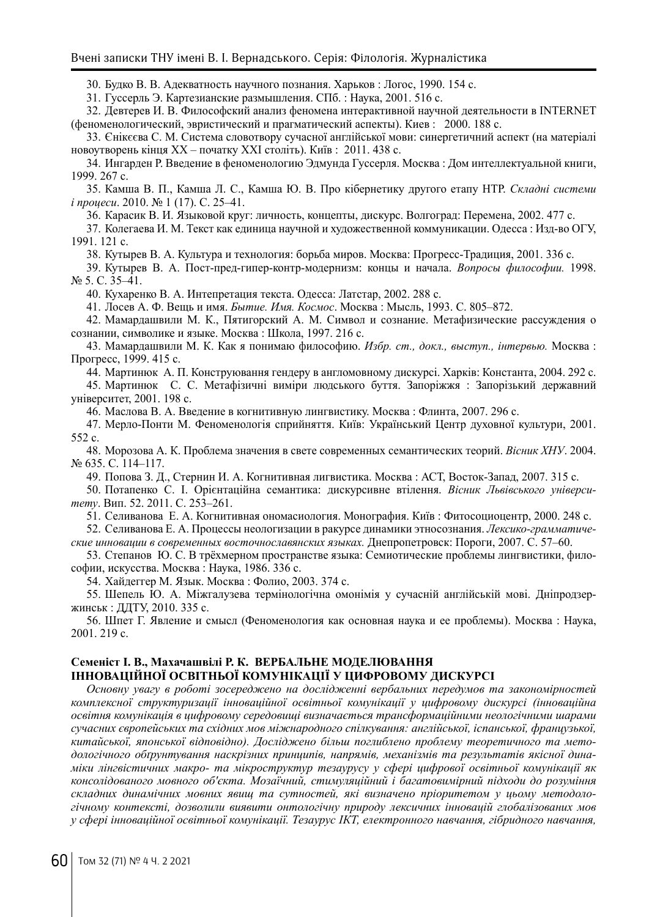30. Будко В. В. Адекватность научного познания. Харьков : Логос, 1990. 154 с.

31. Гуссерль Э. Картезианские размышления. СПб. : Наука, 2001. 516 с.

32. Девтерев И. В. Философский анализ феномена интерактивной научной деятельности в INTERNET (феноменологический, эвристический и прагматический аспекты). Киев : 2000. 188 с.

33. Єнікєєва С. М. Система словотвору сучасної англійської мови: синергетичний аспект (на матеріалі новоутворень кінця ХХ – початку ХХІ століть). Київ : 2011. 438 с.

34. Ингарден Р. Введение в феноменологию Эдмунда Гуссерля. Москва : Дом интеллектуальной книги, 1999. 267 с.

35. Камша В. П., Камша Л. С., Камша Ю. В. Про кібернетику другого етапу НТР. *Складні системи і процеси*. 2010. № 1 (17). С. 25–41.

36. Карасик В. И. Языковой круг: личность, концепты, дискурс. Волгоград: Перемена, 2002. 477 с.

37. Колегаева И. М. Текст как единица научной и художественной коммуникации. Одесса : Изд-во ОГУ, 1991. 121 с.

38. Кутырев В. А. Культура и технология: борьба миров. Москва: Прогресс-Традиция, 2001. 336 с.

39. Кутырев В. А. Пост-пред-гипер-контр-модернизм: концы и начала. *Вопросы философии.* 1998. № 5. С. 35–41.

40. Кухаренко В. А. Интепретация текста. Одесса: Латстар, 2002. 288 с.

41. Лосев А. Ф. Вещь и имя. *Бытие. Имя. Космос*. Москва : Мысль, 1993. С. 805–872.

42. Мамардашвили М. К., Пятигорский А. М. Символ и сознание. Метафизические рассуждения о сознании, символике и языке. Москва : Школа, 1997. 216 с.

43. Мамардашвили М. К. Как я понимаю философию. *Избр. ст., докл., выступ., інтервью.* Москва : Прогресс, 1999. 415 с.

44. Мартинюк А. П. Конструювання гендеру в англомовному дискурсі. Харків: Константа, 2004. 292 с.

45. Мартинюк С. С. Метафізичні виміри людського буття. Запоріжжя : Запорізький державний університет, 2001. 198 с.

46. Маслова В. А. Введение в когнитивную лингвистику. Москва : Флинта, 2007. 296 с.

47. Мерло-Понти М. Феноменологія сприйняття. Київ: Український Центр духовної культури, 2001. 552 с.

48. Морозова А. К. Проблема значения в свете современных семантических теорий. *Вісник ХНУ*. 2004. № 635. С. 114–117.

49. Попова З. Д., Стернин И. А. Когнитивная лигвистика. Москва : АСТ, Восток-Запад, 2007. 315 с.

50. Потапенко С. І. Орієнтаційна семантика: дискурсивне втілення. *Вісник Львівського університету*. Вип. 52. 2011. С. 253–261.

51. Селиванова Е. А. Когнитивная ономасиология. Монография. Київ : Фитосоциоцентр, 2000. 248 с.

52. Селиванова Е. А. Процессы неологизации в ракурсе динамики этносознания. *Лексико-грамматические инновации в современных восточнославянских языках.* Днепропетровск: Пороги, 2007. С. 57–60.

53. Степанов Ю. С. В трёхмерном пространстве языка: Семиотические проблемы лингвистики, философии, искусства. Москва : Наука, 1986. 336 с.

54. Хайдеггер М. Язык. Москва : Фолио, 2003. 374 с.

55. Шепель Ю. А. Міжгалузева термінологічна омонімія у сучасній англійській мові. Дніпродзержинськ : ДДТУ, 2010. 335 с.

56. Шпет Г. Явление и смысл (Феноменология как основная наука и ее проблемы). Москва : Наука, 2001. 219 с.

**Семеніст І. В., Махачашвілі Р. К. ВЕРБАЛЬНЕ МОДЕЛЮВАННЯ ІННОВАЦІЙНОЇ ОСВІТНЬОЇ КОМУНІКАЦІЇ У ЦИФРОВОМУ ДИСКУРСІ**

*Основну увагу в роботі зосереджено на дослідженні вербальних передумов та закономірностей комплексної структуризації інноваційної освітньої комунікації у цифровому дискурсі (інноваційна освітня комунікація в цифровому середовищі визначається трансформаційними неологічними шарами сучасних європейських та східних мов міжнародного спілкування: англійської, іспанської, французької, китайської, японської відповідно). Досліджено більш поглиблено проблему теоретичного та методологічного обґрунтування наскрізних принципів, напрямів, механізмів та результатів якісної динаміки лінгвістичних макро- та мікроструктур тезаурусу у сфері цифрової освітньої комунікації як консолідованого мовного об'єкта. Мозаїчний, стимуляційний і багатовимірний підходи до розуміння складних динамічних мовних явищ та сутностей, які визначено пріоритетом у цьому методологічному контексті, дозволили виявити онтологічну природу лексичних інновацій глобалізованих мов у сфері інноваційної освітньої комунікації. Тезаурус ІКТ, електронного навчання, гібридного навчання,*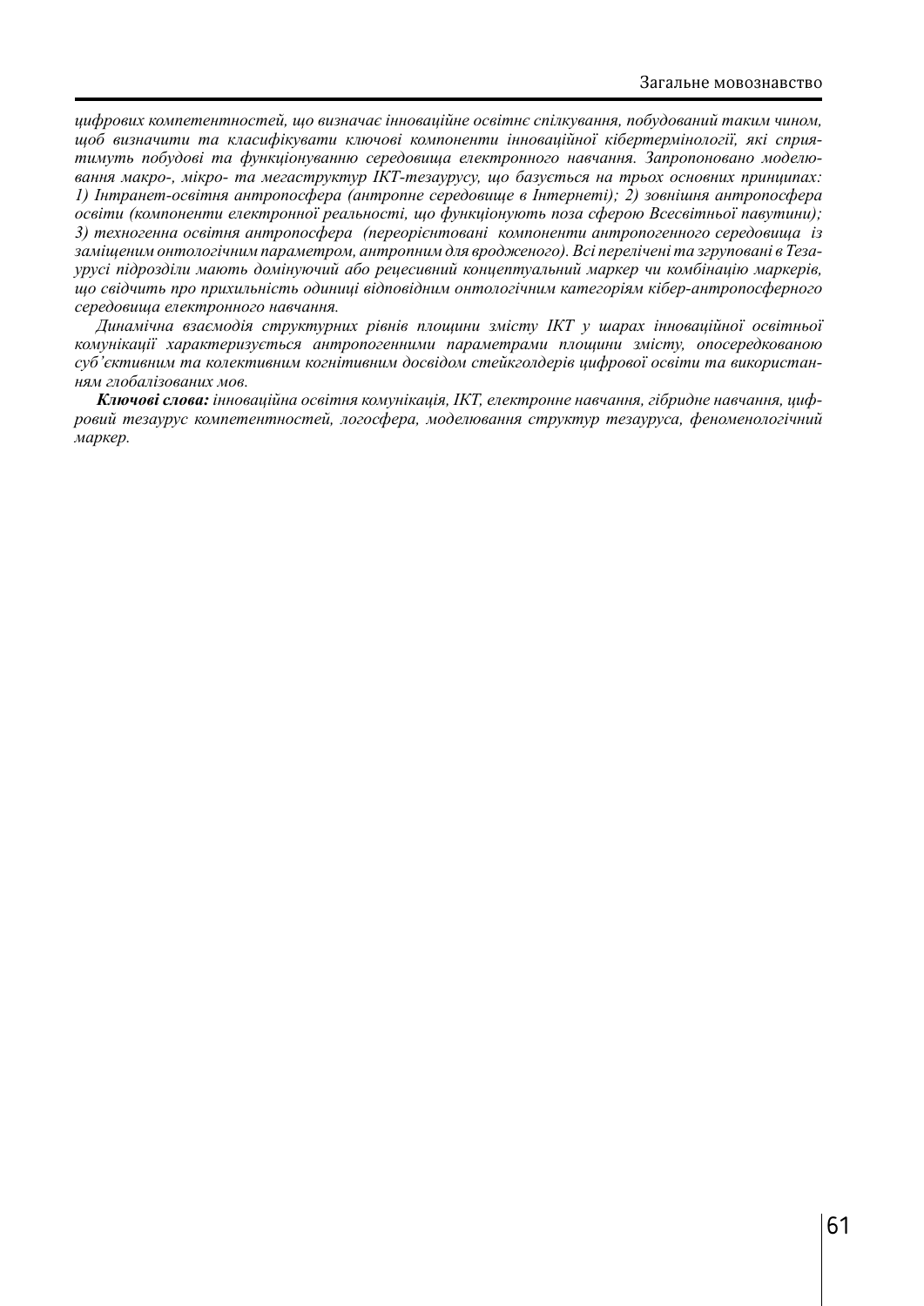*цифрових компетентностей, що визначає інноваційне освітнє спілкування, побудований таким чином, щоб визначити та класифікувати ключові компоненти інноваційної кібертермінології, які сприятимуть побудові та функціонуванню середовища електронного навчання. Запропоновано моделювання макро-, мікро- та мегаструктур ІКТ-тезаурусу, що базується на трьох основних принципах: 1) Інтранет-освітня антропосфера (антропне середовище в Інтернеті); 2) зовнішня антропосфера освіти (компоненти електронної реальності, що функціонують поза сферою Всесвітньої павутини); 3) техногенна освітня антропосфера (переорієнтовані компоненти антропогенного середовища із заміщеним онтологічним параметром, антропним для вродженого). Всі перелічені та згруповані в Тезаурусі підрозділи мають домінуючий або рецесивний концептуальний маркер чи комбінацію маркерів, що свідчить про прихильність одиниці відповідним онтологічним категоріям кібер-антропосферного середовища електронного навчання.*

*Динамічна взаємодія структурних рівнів площини змісту ІКТ у шарах інноваційної освітньої комунікації характеризується антропогенними параметрами площини змісту, опосередкованою суб'єктивним та колективним когнітивним досвідом стейкголдерів цифрової освіти та використанням глобалізованих мов.*

***Ключові слова:*** *інноваційна освітня комунікація, ІКТ, електронне навчання, гібридне навчання, цифровий тезаурус компетентностей, логосфера, моделювання структур тезауруса, феноменологічний маркер.*